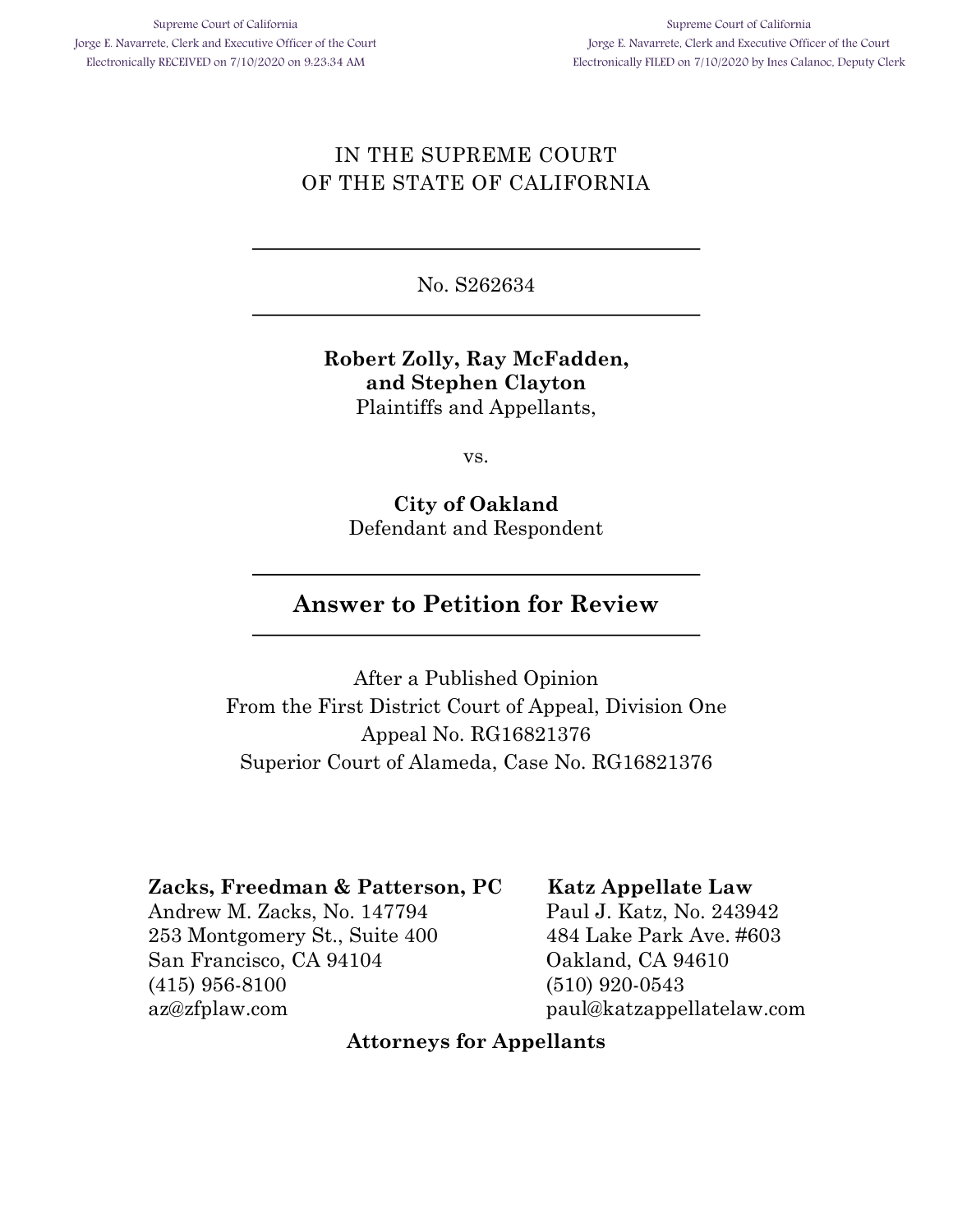Supreme Court of California
Jorge E. Navarrete, Clerk and Executive Officer of the Court
Electronically RECEIVED on 7/10/2020 on 9:23:34 AM

Supreme Court of California
Jorge E. Navarrete, Clerk and Executive Officer of the Court
Electronically FILED on 7/10/2020 by Ines Calanoc, Deputy Clerk

IN THE SUPREME COURT
OF THE STATE OF CALIFORNIA

---

No. S262634

---

**Robert Zolly, Ray McFadden, and Stephen Clayton**
Plaintiffs and Appellants,

vs.

**City of Oakland**
Defendant and Respondent

---

# Answer to Petition for Review

---

After a Published Opinion
From the First District Court of Appeal, Division One
Appeal No. RG16821376
Superior Court of Alameda, Case No. RG16821376

**Zacks, Freedman & Patterson, PC**
Andrew M. Zacks, No. 147794
253 Montgomery St., Suite 400
San Francisco, CA 94104
(415) 956-8100
az@zfplaw.com

**Katz Appellate Law**
Paul J. Katz, No. 243942
484 Lake Park Ave. #603
Oakland, CA 94610
(510) 920-0543
paul@katzappellatelaw.com

**Attorneys for Appellants**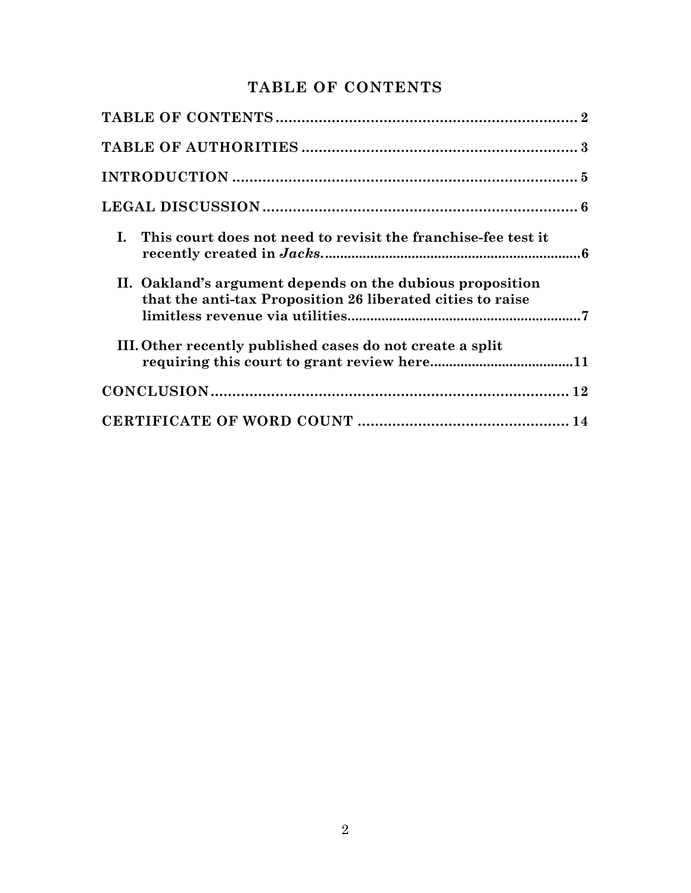# TABLE OF CONTENTS

**TABLE OF CONTENTS** .......................................................................... **2**

**TABLE OF AUTHORITIES** .................................................................. **3**

**INTRODUCTION** .................................................................................. **5**

**LEGAL DISCUSSION** .......................................................................... **6**

- **I. This court does not need to revisit the franchise-fee test it recently created in *Jacks*.** .................................................................... **6**
- **II. Oakland's argument depends on the dubious proposition that the anti-tax Proposition 26 liberated cities to raise limitless revenue via utilities** ............................................................. **7**
- **III. Other recently published cases do not create a split requiring this court to grant review here** ...................................... **11**

**CONCLUSION** ..................................................................................... **12**

**CERTIFICATE OF WORD COUNT** .................................................. **14**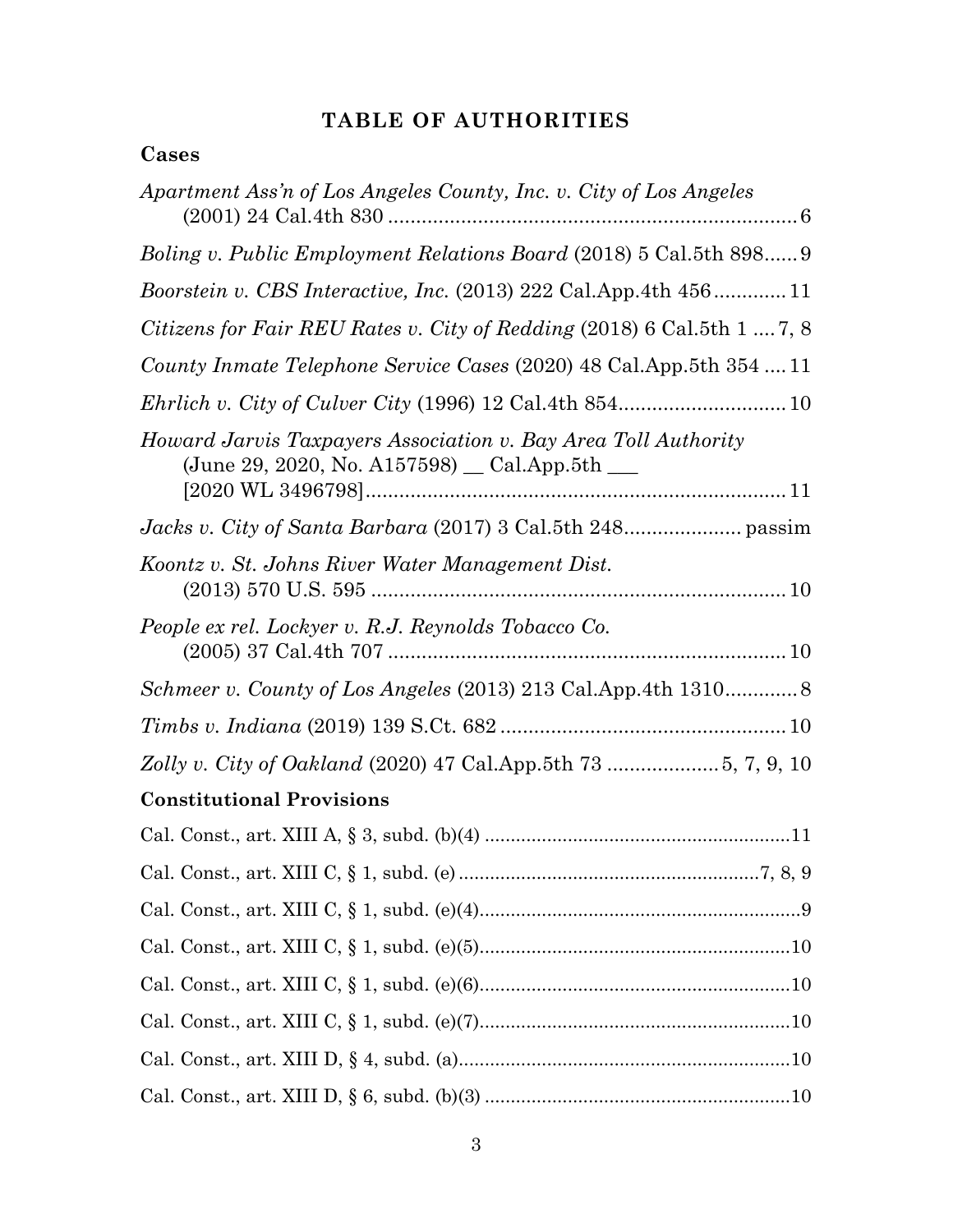# TABLE OF AUTHORITIES

## Cases

*Apartment Ass'n of Los Angeles County, Inc. v. City of Los Angeles* (2001) 24 Cal.4th 830 .......................................................................... 6

*Boling v. Public Employment Relations Board* (2018) 5 Cal.5th 898...... 9

*Boorstein v. CBS Interactive, Inc.* (2013) 222 Cal.App.4th 456............. 11

*Citizens for Fair REU Rates v. City of Redding* (2018) 6 Cal.5th 1 .... 7, 8

*County Inmate Telephone Service Cases* (2020) 48 Cal.App.5th 354 .... 11

*Ehrlich v. City of Culver City* (1996) 12 Cal.4th 854.............................. 10

*Howard Jarvis Taxpayers Association v. Bay Area Toll Authority* (June 29, 2020, No. A157598) __ Cal.App.5th ___ [2020 WL 3496798].......................................................................... 11

*Jacks v. City of Santa Barbara* (2017) 3 Cal.5th 248..................... passim

*Koontz v. St. Johns River Water Management Dist.* (2013) 570 U.S. 595 .......................................................................... 10

*People ex rel. Lockyer v. R.J. Reynolds Tobacco Co.* (2005) 37 Cal.4th 707 ....................................................................... 10

*Schmeer v. County of Los Angeles* (2013) 213 Cal.App.4th 1310............. 8

*Timbs v. Indiana* (2019) 139 S.Ct. 682 ................................................... 10

*Zolly v. City of Oakland* (2020) 47 Cal.App.5th 73 .................... 5, 7, 9, 10

## Constitutional Provisions

Cal. Const., art. XIII A, § 3, subd. (b)(4) ..........................................................11

Cal. Const., art. XIII C, § 1, subd. (e) ..........................................................7, 8, 9

Cal. Const., art. XIII C, § 1, subd. (e)(4).............................................................9

Cal. Const., art. XIII C, § 1, subd. (e)(5)...........................................................10

Cal. Const., art. XIII C, § 1, subd. (e)(6)...........................................................10

Cal. Const., art. XIII C, § 1, subd. (e)(7)...........................................................10

Cal. Const., art. XIII D, § 4, subd. (a)...............................................................10

Cal. Const., art. XIII D, § 6, subd. (b)(3) ..........................................................10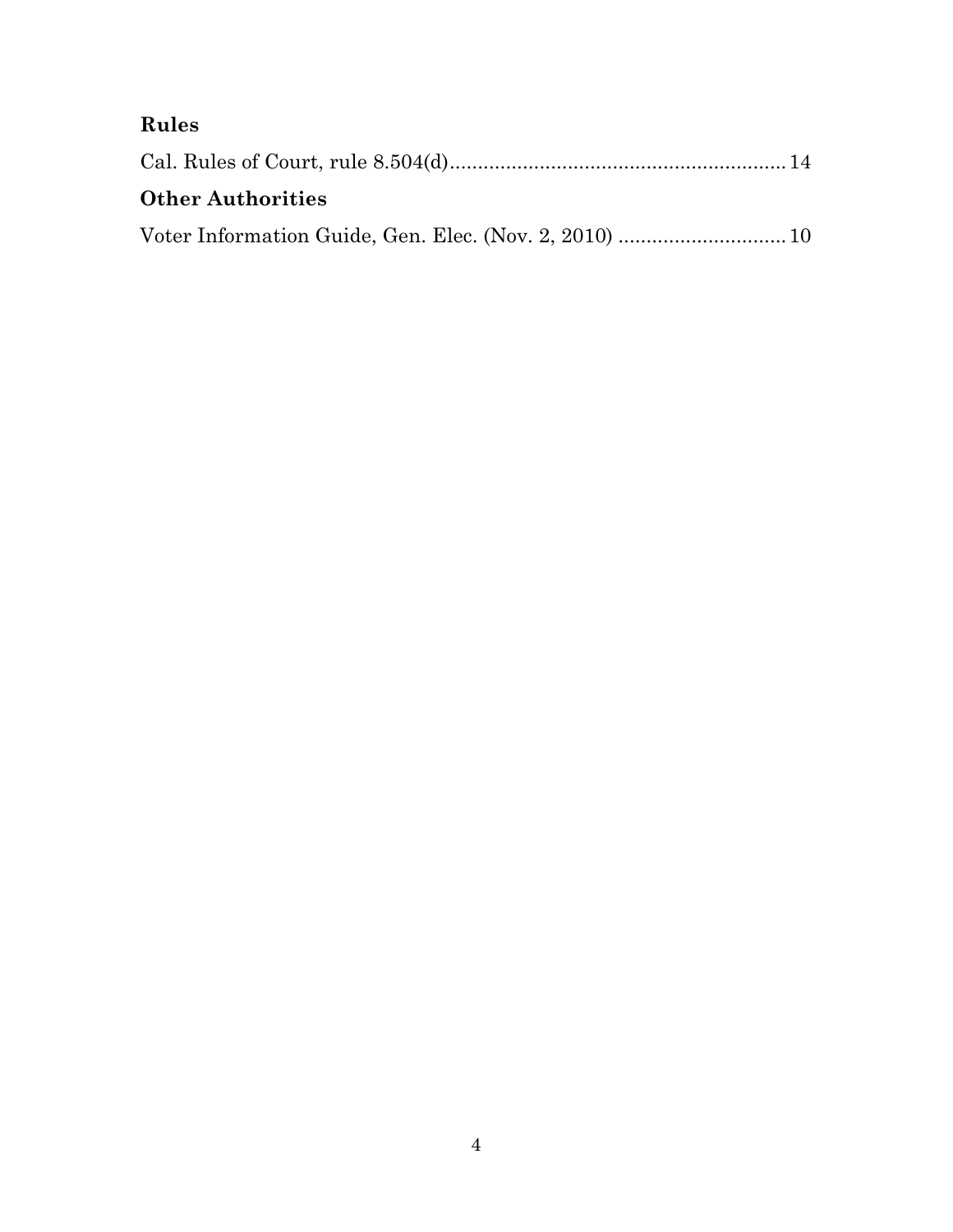### Rules

Cal. Rules of Court, rule 8.504(d) .......................................................... 14

### Other Authorities

Voter Information Guide, Gen. Elec. (Nov. 2, 2010) .............................. 10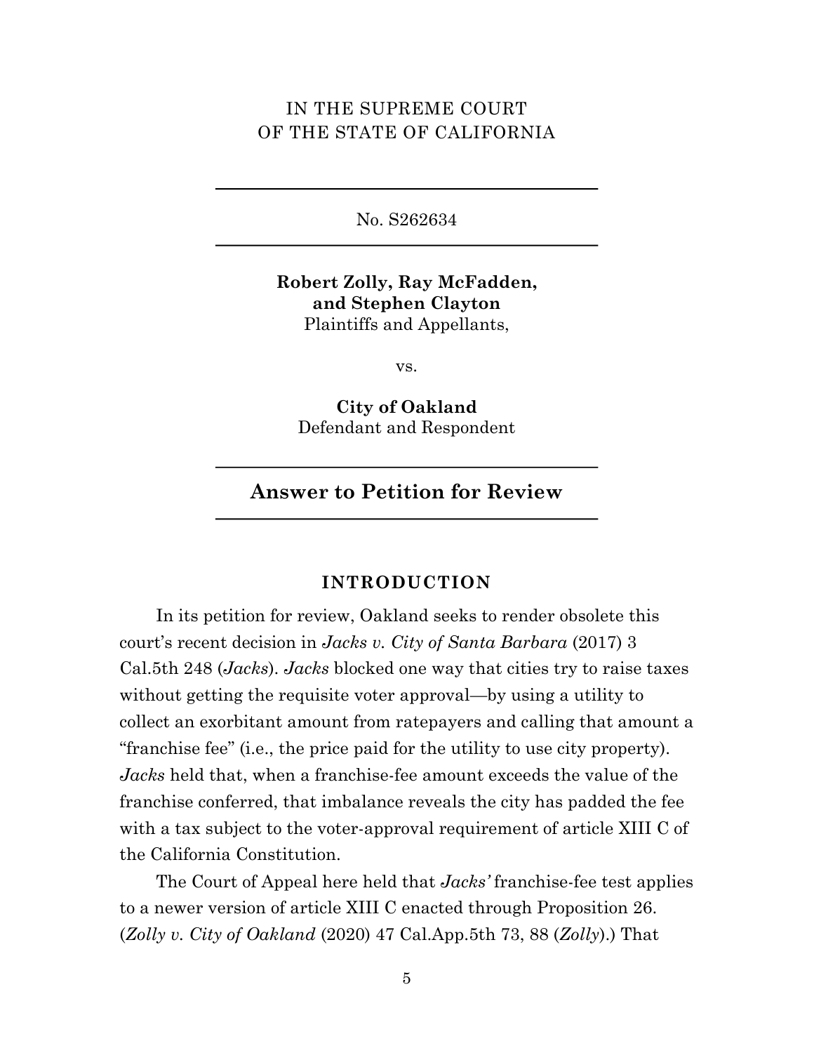IN THE SUPREME COURT
OF THE STATE OF CALIFORNIA

---

No. S262634

---

**Robert Zolly, Ray McFadden, and Stephen Clayton**
Plaintiffs and Appellants,

vs.

**City of Oakland**
Defendant and Respondent

---

## Answer to Petition for Review

---

### INTRODUCTION

In its petition for review, Oakland seeks to render obsolete this court's recent decision in *Jacks v. City of Santa Barbara* (2017) 3 Cal.5th 248 (*Jacks*). *Jacks* blocked one way that cities try to raise taxes without getting the requisite voter approval—by using a utility to collect an exorbitant amount from ratepayers and calling that amount a "franchise fee" (i.e., the price paid for the utility to use city property). *Jacks* held that, when a franchise-fee amount exceeds the value of the franchise conferred, that imbalance reveals the city has padded the fee with a tax subject to the voter-approval requirement of article XIII C of the California Constitution.

The Court of Appeal here held that *Jacks'* franchise-fee test applies to a newer version of article XIII C enacted through Proposition 26. (*Zolly v. City of Oakland* (2020) 47 Cal.App.5th 73, 88 (*Zolly*).) That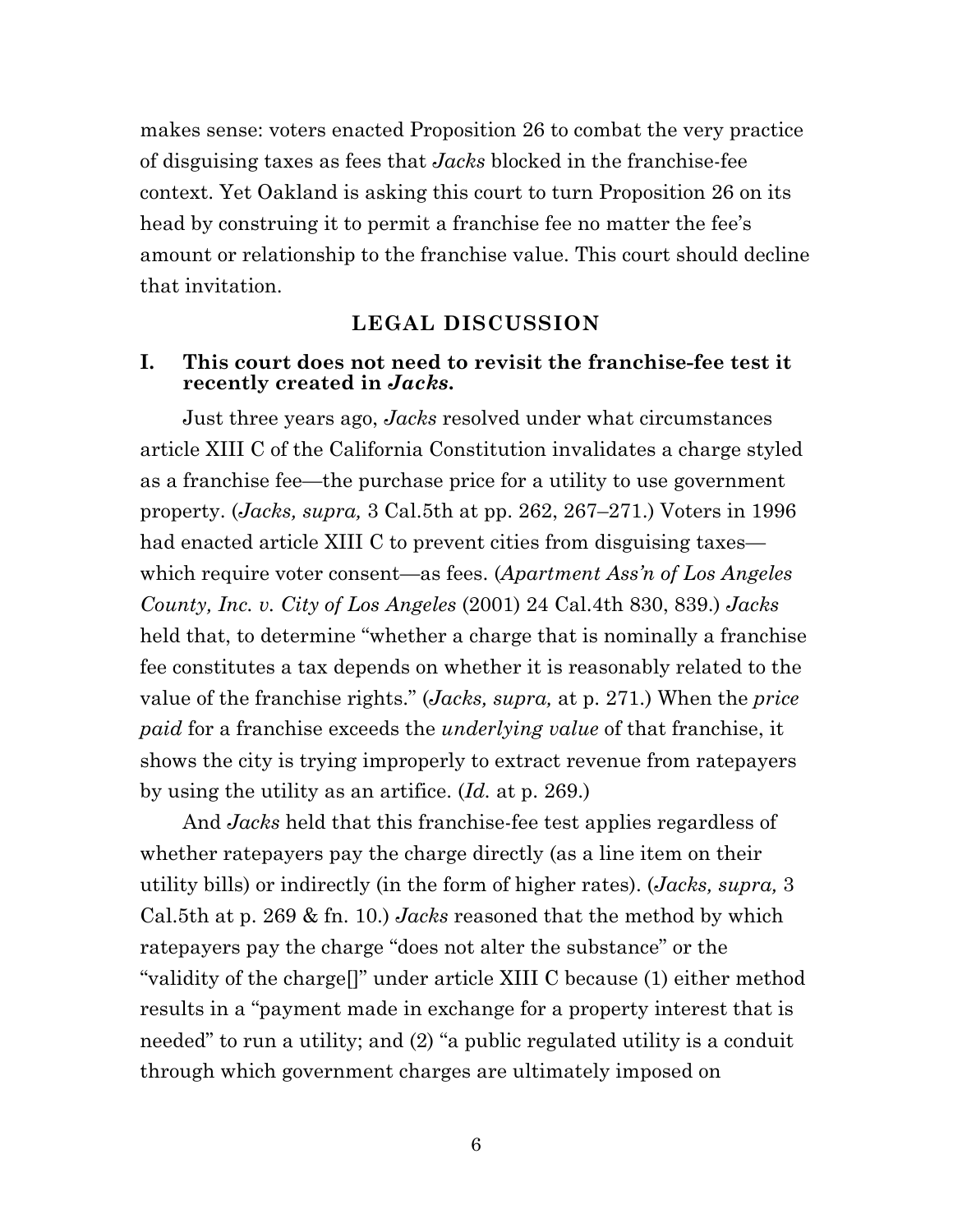makes sense: voters enacted Proposition 26 to combat the very practice of disguising taxes as fees that *Jacks* blocked in the franchise-fee context. Yet Oakland is asking this court to turn Proposition 26 on its head by construing it to permit a franchise fee no matter the fee's amount or relationship to the franchise value. This court should decline that invitation.

## LEGAL DISCUSSION

### I. This court does not need to revisit the franchise-fee test it recently created in *Jacks*.

Just three years ago, *Jacks* resolved under what circumstances article XIII C of the California Constitution invalidates a charge styled as a franchise fee—the purchase price for a utility to use government property. (*Jacks, supra,* 3 Cal.5th at pp. 262, 267–271.) Voters in 1996 had enacted article XIII C to prevent cities from disguising taxes—which require voter consent—as fees. (*Apartment Ass'n of Los Angeles County, Inc. v. City of Los Angeles* (2001) 24 Cal.4th 830, 839.) *Jacks* held that, to determine "whether a charge that is nominally a franchise fee constitutes a tax depends on whether it is reasonably related to the value of the franchise rights." (*Jacks, supra,* at p. 271.) When the *price paid* for a franchise exceeds the *underlying value* of that franchise, it shows the city is trying improperly to extract revenue from ratepayers by using the utility as an artifice. (*Id.* at p. 269.)

And *Jacks* held that this franchise-fee test applies regardless of whether ratepayers pay the charge directly (as a line item on their utility bills) or indirectly (in the form of higher rates). (*Jacks, supra,* 3 Cal.5th at p. 269 & fn. 10.) *Jacks* reasoned that the method by which ratepayers pay the charge "does not alter the substance" or the "validity of the charge[]" under article XIII C because (1) either method results in a "payment made in exchange for a property interest that is needed" to run a utility; and (2) "a public regulated utility is a conduit through which government charges are ultimately imposed on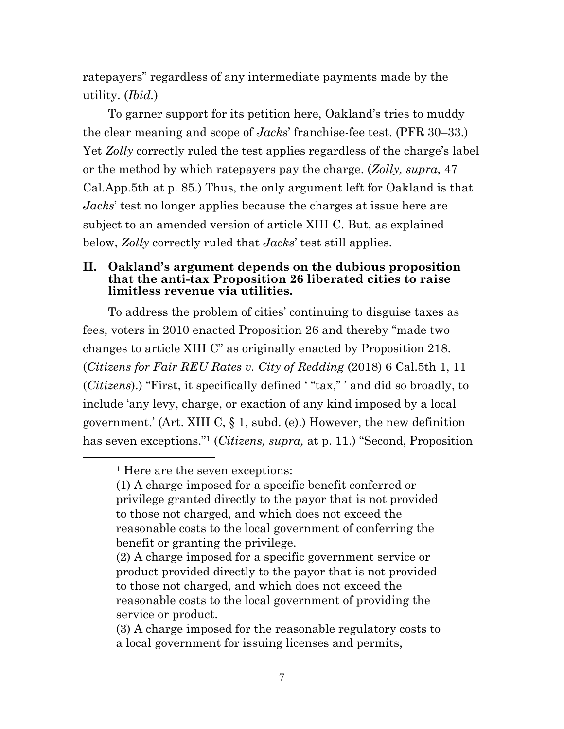ratepayers" regardless of any intermediate payments made by the utility. (*Ibid.*)

To garner support for its petition here, Oakland's tries to muddy the clear meaning and scope of *Jacks*' franchise-fee test. (PFR 30–33.) Yet *Zolly* correctly ruled the test applies regardless of the charge's label or the method by which ratepayers pay the charge. (*Zolly, supra,* 47 Cal.App.5th at p. 85.) Thus, the only argument left for Oakland is that *Jacks*' test no longer applies because the charges at issue here are subject to an amended version of article XIII C. But, as explained below, *Zolly* correctly ruled that *Jacks*' test still applies.

## II. Oakland's argument depends on the dubious proposition that the anti-tax Proposition 26 liberated cities to raise limitless revenue via utilities.

To address the problem of cities' continuing to disguise taxes as fees, voters in 2010 enacted Proposition 26 and thereby "made two changes to article XIII C" as originally enacted by Proposition 218. (*Citizens for Fair REU Rates v. City of Redding* (2018) 6 Cal.5th 1, 11 (*Citizens*).) "First, it specifically defined ' "tax," ' and did so broadly, to include 'any levy, charge, or exaction of any kind imposed by a local government.' (Art. XIII C, § 1, subd. (e).) However, the new definition has seven exceptions."[1] (*Citizens, supra,* at p. 11.) "Second, Proposition

---

[1] Here are the seven exceptions:

(1) A charge imposed for a specific benefit conferred or privilege granted directly to the payor that is not provided to those not charged, and which does not exceed the reasonable costs to the local government of conferring the benefit or granting the privilege.

(2) A charge imposed for a specific government service or product provided directly to the payor that is not provided to those not charged, and which does not exceed the reasonable costs to the local government of providing the service or product.

(3) A charge imposed for the reasonable regulatory costs to a local government for issuing licenses and permits,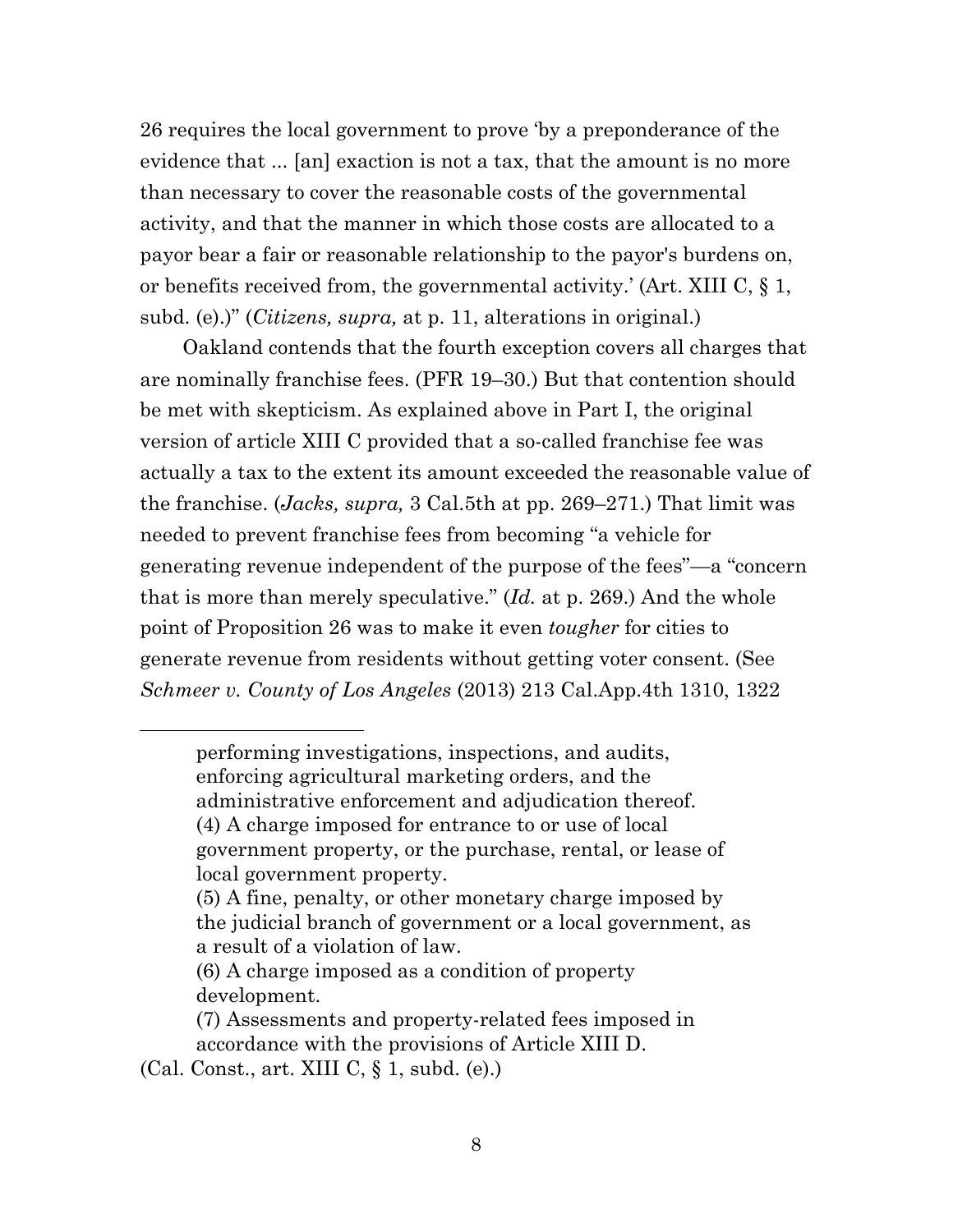26 requires the local government to prove 'by a preponderance of the evidence that ... [an] exaction is not a tax, that the amount is no more than necessary to cover the reasonable costs of the governmental activity, and that the manner in which those costs are allocated to a payor bear a fair or reasonable relationship to the payor's burdens on, or benefits received from, the governmental activity.' (Art. XIII C, § 1, subd. (e).)" (*Citizens, supra,* at p. 11, alterations in original.)

Oakland contends that the fourth exception covers all charges that are nominally franchise fees. (PFR 19–30.) But that contention should be met with skepticism. As explained above in Part I, the original version of article XIII C provided that a so-called franchise fee was actually a tax to the extent its amount exceeded the reasonable value of the franchise. (*Jacks, supra,* 3 Cal.5th at pp. 269–271.) That limit was needed to prevent franchise fees from becoming "a vehicle for generating revenue independent of the purpose of the fees"—a "concern that is more than merely speculative." (*Id.* at p. 269.) And the whole point of Proposition 26 was to make it even *tougher* for cities to generate revenue from residents without getting voter consent. (See *Schmeer v. County of Los Angeles* (2013) 213 Cal.App.4th 1310, 1322

---

> performing investigations, inspections, and audits, enforcing agricultural marketing orders, and the administrative enforcement and adjudication thereof.
> (4) A charge imposed for entrance to or use of local government property, or the purchase, rental, or lease of local government property.
> (5) A fine, penalty, or other monetary charge imposed by the judicial branch of government or a local government, as a result of a violation of law.
> (6) A charge imposed as a condition of property development.
> (7) Assessments and property-related fees imposed in accordance with the provisions of Article XIII D.

(Cal. Const., art. XIII C, § 1, subd. (e).)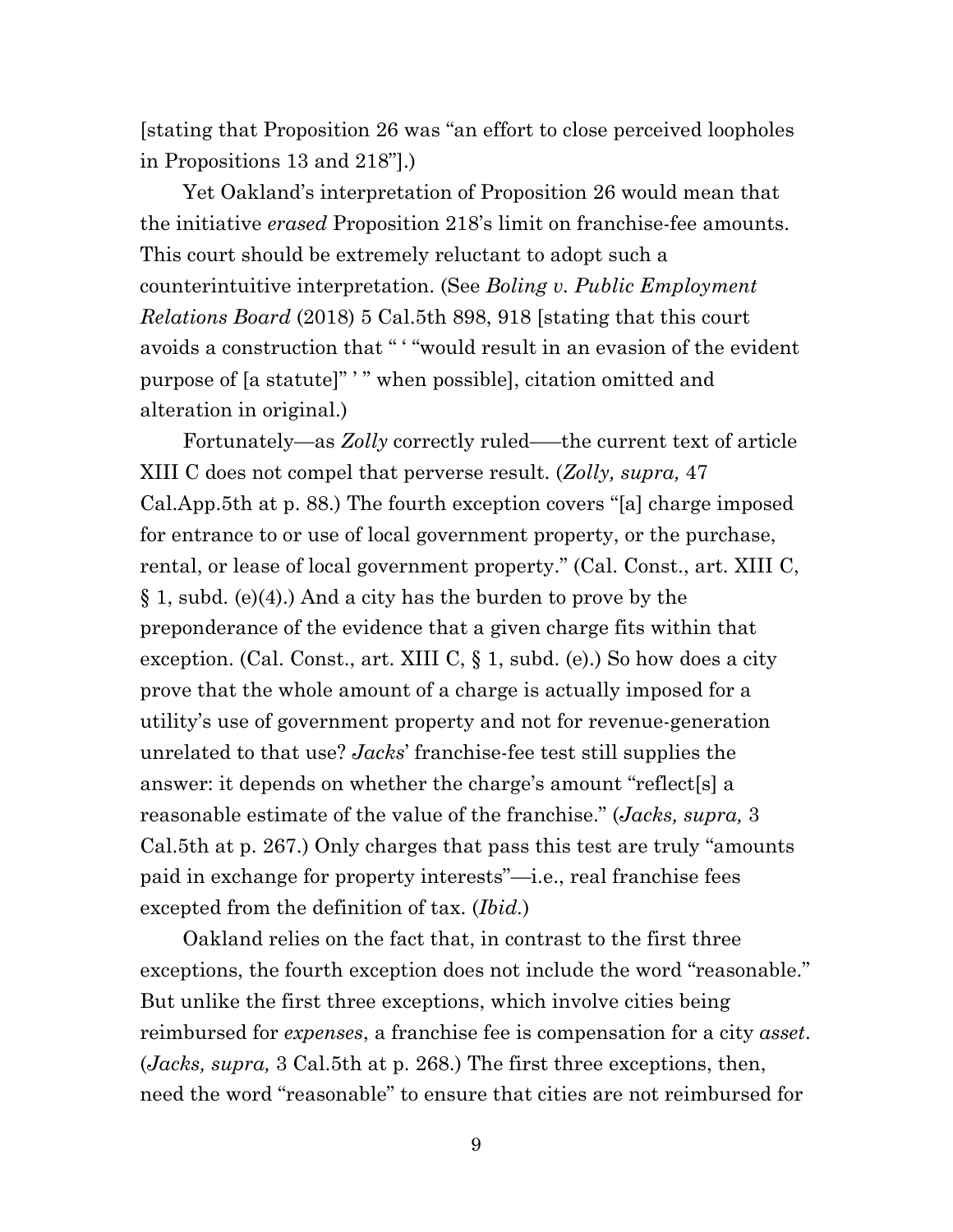[stating that Proposition 26 was "an effort to close perceived loopholes in Propositions 13 and 218"].)

Yet Oakland's interpretation of Proposition 26 would mean that the initiative *erased* Proposition 218's limit on franchise-fee amounts. This court should be extremely reluctant to adopt such a counterintuitive interpretation. (See *Boling v. Public Employment Relations Board* (2018) 5 Cal.5th 898, 918 [stating that this court avoids a construction that " ' "would result in an evasion of the evident purpose of [a statute]" ' " when possible], citation omitted and alteration in original.)

Fortunately—as *Zolly* correctly ruled—–the current text of article XIII C does not compel that perverse result. (*Zolly, supra,* 47 Cal.App.5th at p. 88.) The fourth exception covers "[a] charge imposed for entrance to or use of local government property, or the purchase, rental, or lease of local government property." (Cal. Const., art. XIII C, § 1, subd. (e)(4).) And a city has the burden to prove by the preponderance of the evidence that a given charge fits within that exception. (Cal. Const., art. XIII C, § 1, subd. (e).) So how does a city prove that the whole amount of a charge is actually imposed for a utility's use of government property and not for revenue-generation unrelated to that use? *Jacks*' franchise-fee test still supplies the answer: it depends on whether the charge's amount "reflect[s] a reasonable estimate of the value of the franchise." (*Jacks, supra,* 3 Cal.5th at p. 267.) Only charges that pass this test are truly "amounts paid in exchange for property interests"—i.e., real franchise fees excepted from the definition of tax. (*Ibid.*)

Oakland relies on the fact that, in contrast to the first three exceptions, the fourth exception does not include the word "reasonable." But unlike the first three exceptions, which involve cities being reimbursed for *expenses*, a franchise fee is compensation for a city *asset*. (*Jacks, supra,* 3 Cal.5th at p. 268.) The first three exceptions, then, need the word "reasonable" to ensure that cities are not reimbursed for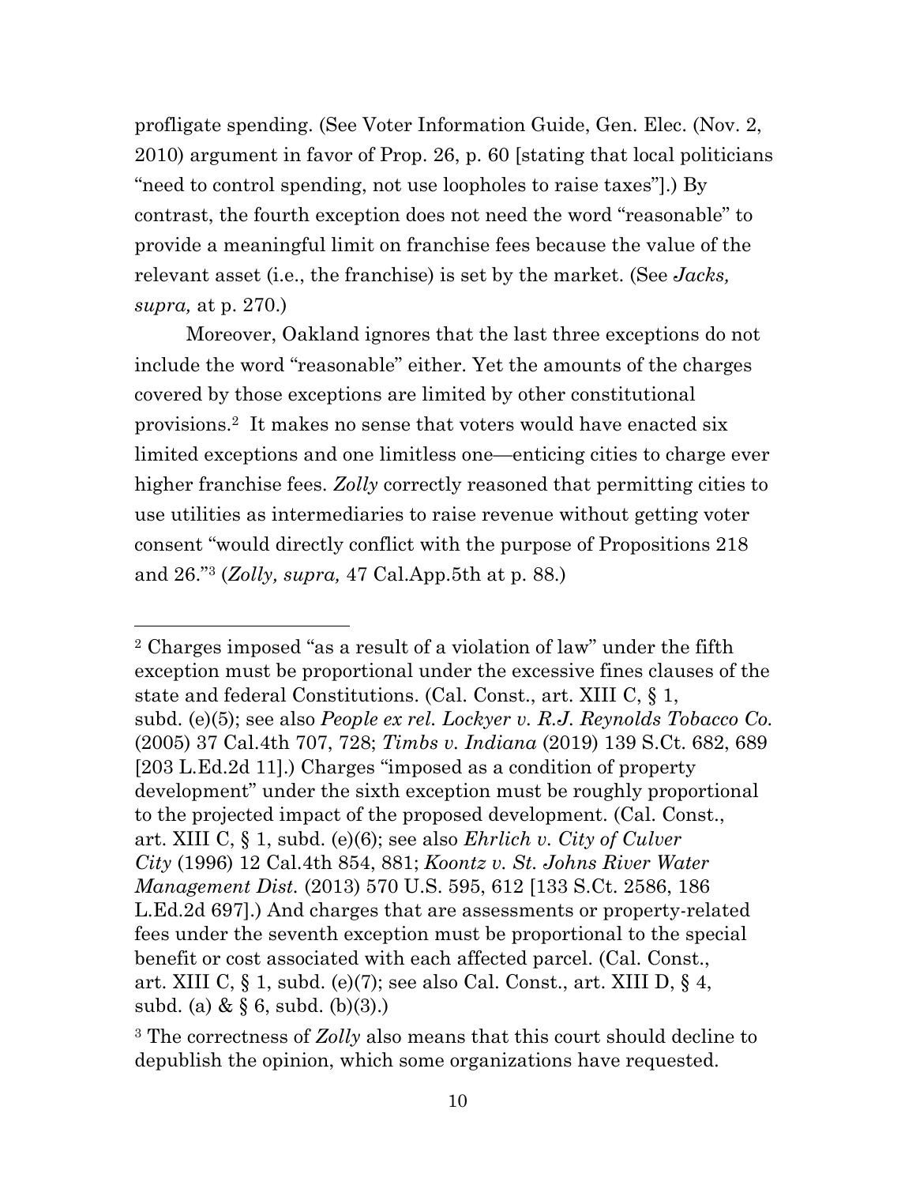profligate spending. (See Voter Information Guide, Gen. Elec. (Nov. 2, 2010) argument in favor of Prop. 26, p. 60 [stating that local politicians "need to control spending, not use loopholes to raise taxes"].) By contrast, the fourth exception does not need the word "reasonable" to provide a meaningful limit on franchise fees because the value of the relevant asset (i.e., the franchise) is set by the market. (See *Jacks, supra,* at p. 270.)

Moreover, Oakland ignores that the last three exceptions do not include the word "reasonable" either. Yet the amounts of the charges covered by those exceptions are limited by other constitutional provisions.[2] It makes no sense that voters would have enacted six limited exceptions and one limitless one—enticing cities to charge ever higher franchise fees. *Zolly* correctly reasoned that permitting cities to use utilities as intermediaries to raise revenue without getting voter consent "would directly conflict with the purpose of Propositions 218 and 26."[3] (*Zolly, supra,* 47 Cal.App.5th at p. 88.)

---

[2] Charges imposed "as a result of a violation of law" under the fifth exception must be proportional under the excessive fines clauses of the state and federal Constitutions. (Cal. Const., art. XIII C, § 1, subd. (e)(5); see also *People ex rel. Lockyer v. R.J. Reynolds Tobacco Co.* (2005) 37 Cal.4th 707, 728; *Timbs v. Indiana* (2019) 139 S.Ct. 682, 689 [203 L.Ed.2d 11].) Charges "imposed as a condition of property development" under the sixth exception must be roughly proportional to the projected impact of the proposed development. (Cal. Const., art. XIII C, § 1, subd. (e)(6); see also *Ehrlich v. City of Culver City* (1996) 12 Cal.4th 854, 881; *Koontz v. St. Johns River Water Management Dist.* (2013) 570 U.S. 595, 612 [133 S.Ct. 2586, 186 L.Ed.2d 697].) And charges that are assessments or property-related fees under the seventh exception must be proportional to the special benefit or cost associated with each affected parcel. (Cal. Const., art. XIII C, § 1, subd. (e)(7); see also Cal. Const., art. XIII D, § 4, subd. (a) & § 6, subd. (b)(3).)

[3] The correctness of *Zolly* also means that this court should decline to depublish the opinion, which some organizations have requested.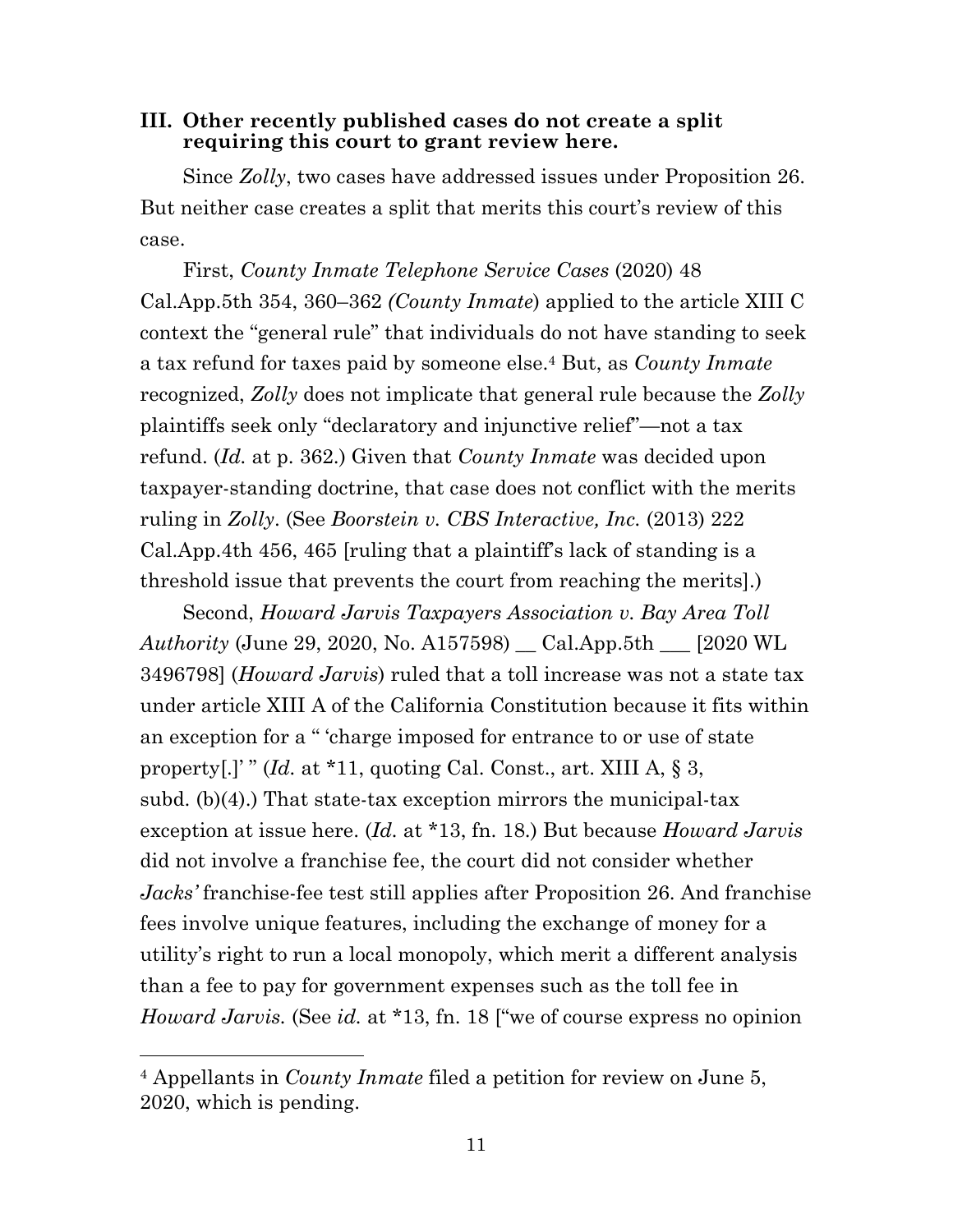### III. Other recently published cases do not create a split requiring this court to grant review here.

Since *Zolly*, two cases have addressed issues under Proposition 26. But neither case creates a split that merits this court's review of this case.

First, *County Inmate Telephone Service Cases* (2020) 48 Cal.App.5th 354, 360–362 *(County Inmate*) applied to the article XIII C context the "general rule" that individuals do not have standing to seek a tax refund for taxes paid by someone else.[4] But, as *County Inmate* recognized, *Zolly* does not implicate that general rule because the *Zolly* plaintiffs seek only "declaratory and injunctive relief"—not a tax refund. (*Id.* at p. 362.) Given that *County Inmate* was decided upon taxpayer-standing doctrine, that case does not conflict with the merits ruling in *Zolly*. (See *Boorstein v. CBS Interactive, Inc.* (2013) 222 Cal.App.4th 456, 465 [ruling that a plaintiff's lack of standing is a threshold issue that prevents the court from reaching the merits].)

Second, *Howard Jarvis Taxpayers Association v. Bay Area Toll Authority* (June 29, 2020, No. A157598) __ Cal.App.5th ___ [2020 WL 3496798] (*Howard Jarvis*) ruled that a toll increase was not a state tax under article XIII A of the California Constitution because it fits within an exception for a " 'charge imposed for entrance to or use of state property[.]' " (*Id.* at *11, quoting Cal. Const., art. XIII A, § 3, subd. (b)(4).) That state-tax exception mirrors the municipal-tax exception at issue here. (*Id.* at *13, fn. 18.) But because *Howard Jarvis* did not involve a franchise fee, the court did not consider whether *Jacks'* franchise-fee test still applies after Proposition 26. And franchise fees involve unique features, including the exchange of money for a utility's right to run a local monopoly, which merit a different analysis than a fee to pay for government expenses such as the toll fee in *Howard Jarvis.* (See *id.* at *13, fn. 18 ["we of course express no opinion

---

[4] Appellants in *County Inmate* filed a petition for review on June 5, 2020, which is pending.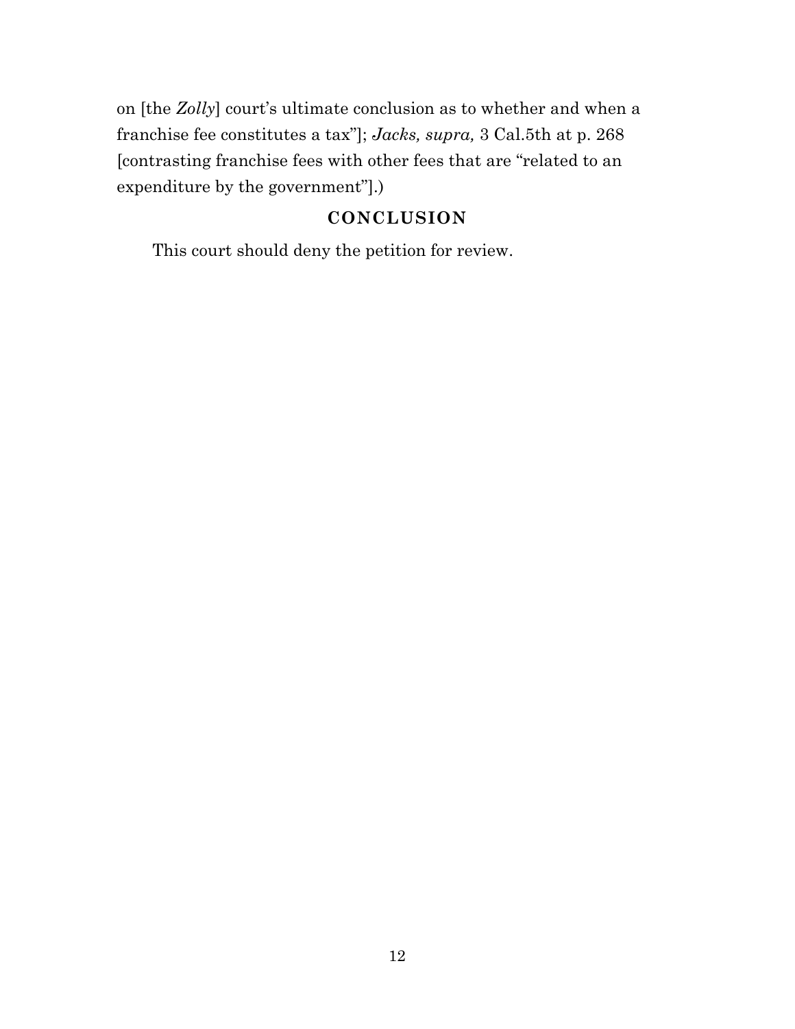on [the *Zolly*] court's ultimate conclusion as to whether and when a franchise fee constitutes a tax"]; *Jacks, supra,* 3 Cal.5th at p. 268 [contrasting franchise fees with other fees that are "related to an expenditure by the government"].)

## CONCLUSION

This court should deny the petition for review.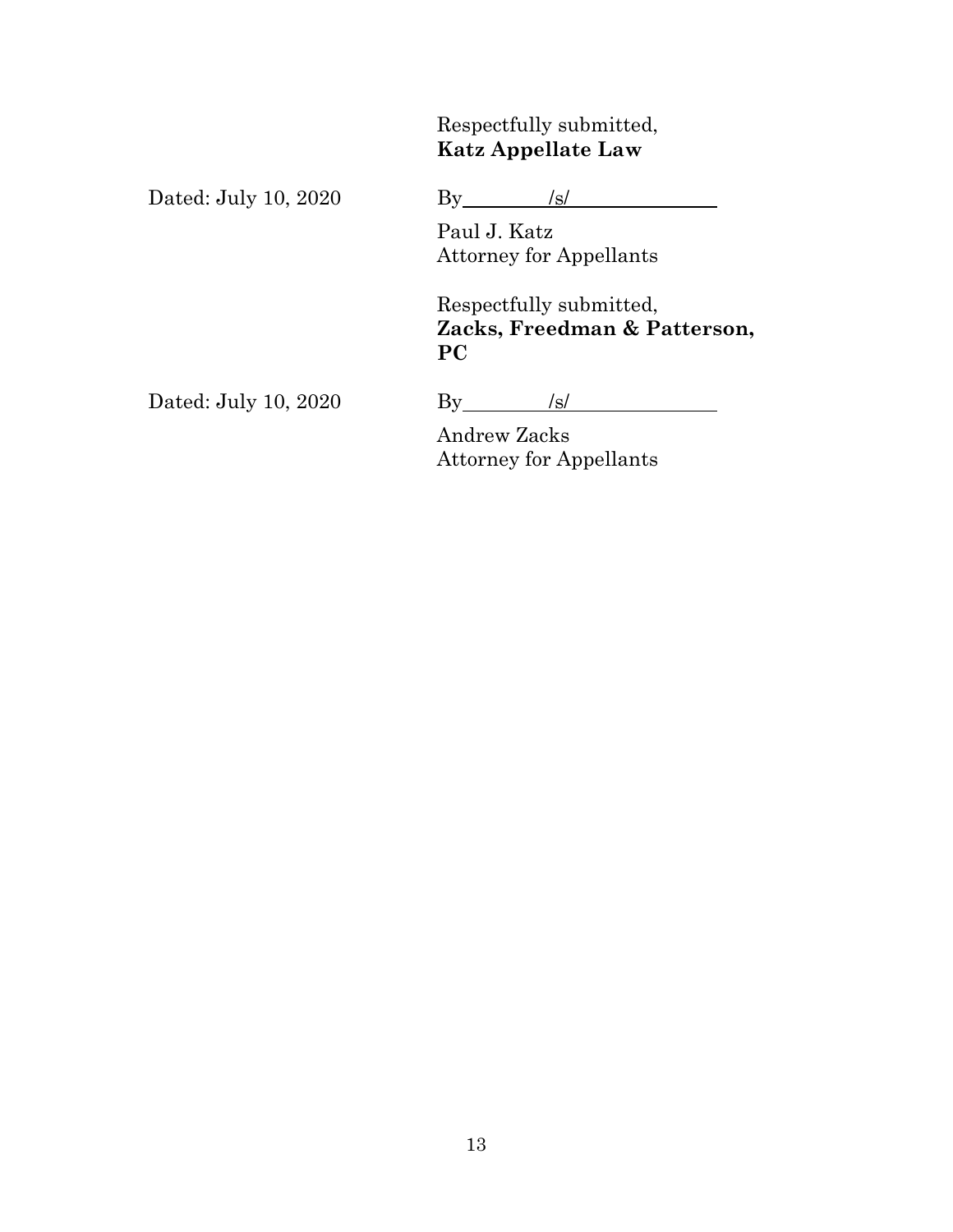Respectfully submitted,
**Katz Appellate Law**

Dated: July 10, 2020

By /s/

Paul J. Katz
Attorney for Appellants

Respectfully submitted,
**Zacks, Freedman & Patterson, PC**

Dated: July 10, 2020

By /s/

Andrew Zacks
Attorney for Appellants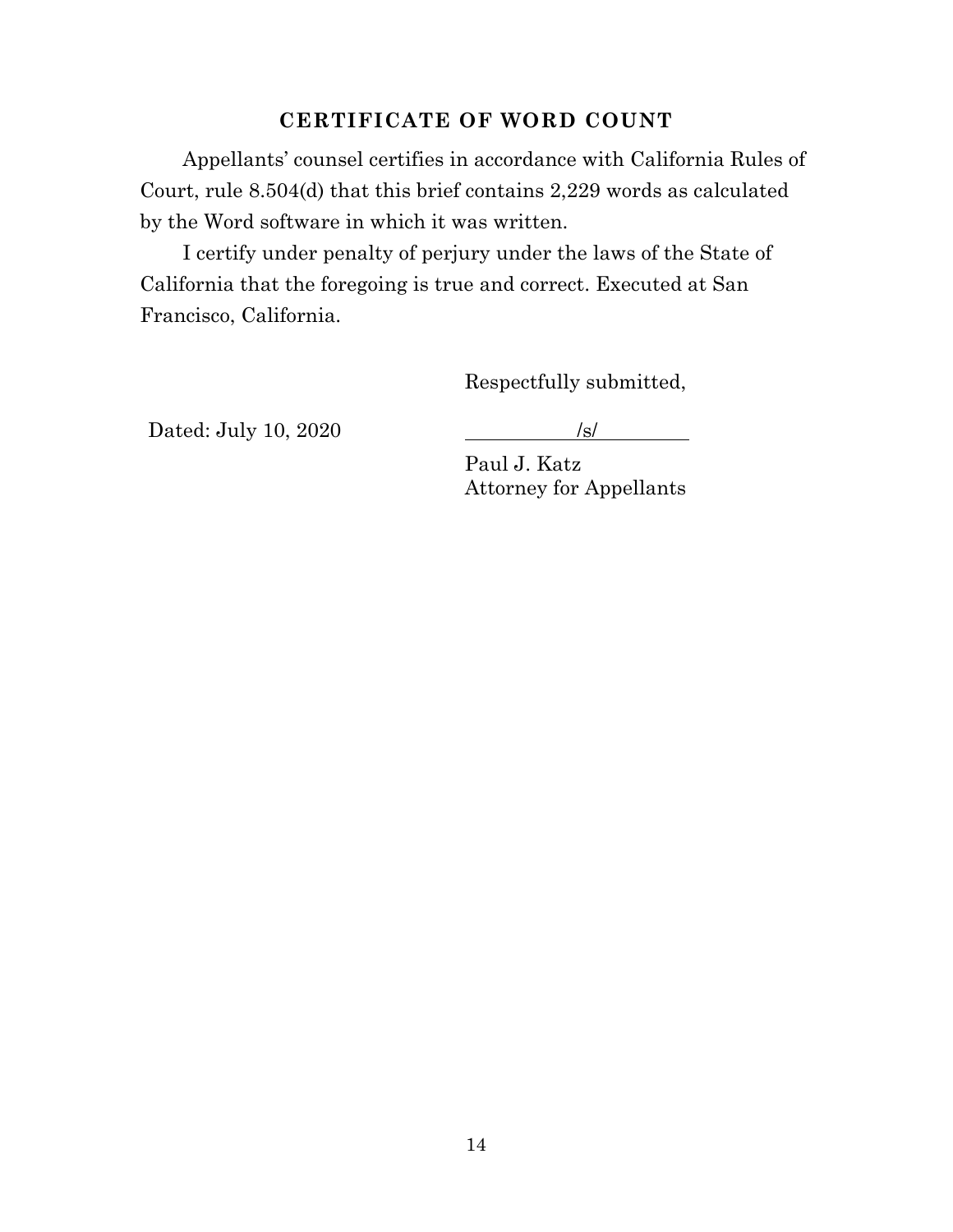## CERTIFICATE OF WORD COUNT

Appellants' counsel certifies in accordance with California Rules of Court, rule 8.504(d) that this brief contains 2,229 words as calculated by the Word software in which it was written.

I certify under penalty of perjury under the laws of the State of California that the foregoing is true and correct. Executed at San Francisco, California.

Respectfully submitted,

Dated: July 10, 2020

/s/

Paul J. Katz
Attorney for Appellants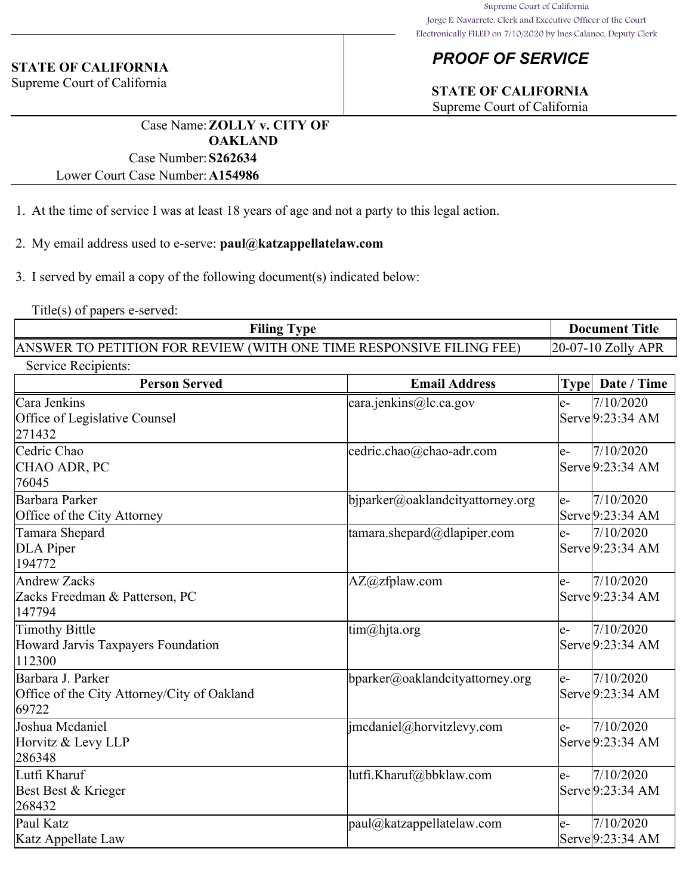Supreme Court of California
Jorge E. Navarrete, Clerk and Executive Officer of the Court
Electronically FILED on 7/10/2020 by Ines Calanoc, Deputy Clerk

**STATE OF CALIFORNIA**
Supreme Court of California

## *PROOF OF SERVICE*

**STATE OF CALIFORNIA**
Supreme Court of California

Case Name: **ZOLLY v. CITY OF OAKLAND**
Case Number: **S262634**
Lower Court Case Number: **A154986**

1. At the time of service I was at least 18 years of age and not a party to this legal action.

2. My email address used to e-serve: **paul@katzappellatelaw.com**

3. I served by email a copy of the following document(s) indicated below:

Title(s) of papers e-served:

| Filing Type | Document Title |
|---|---|
| ANSWER TO PETITION FOR REVIEW (WITH ONE TIME RESPONSIVE FILING FEE) | 20-07-10 Zolly APR |

Service Recipients:

| Person Served | Email Address | Type | Date / Time |
|---|---|---|---|
| Cara Jenkins<br>Office of Legislative Counsel<br>271432 | cara.jenkins@lc.ca.gov | e-Serve | 7/10/2020 9:23:34 AM |
| Cedric Chao<br>CHAO ADR, PC<br>76045 | cedric.chao@chao-adr.com | e-Serve | 7/10/2020 9:23:34 AM |
| Barbara Parker<br>Office of the City Attorney | bjparker@oaklandcityattorney.org | e-Serve | 7/10/2020 9:23:34 AM |
| Tamara Shepard<br>DLA Piper<br>194772 | tamara.shepard@dlapiper.com | e-Serve | 7/10/2020 9:23:34 AM |
| Andrew Zacks<br>Zacks Freedman & Patterson, PC<br>147794 | AZ@zfplaw.com | e-Serve | 7/10/2020 9:23:34 AM |
| Timothy Bittle<br>Howard Jarvis Taxpayers Foundation<br>112300 | tim@hjta.org | e-Serve | 7/10/2020 9:23:34 AM |
| Barbara J. Parker<br>Office of the City Attorney/City of Oakland<br>69722 | bparker@oaklandcityattorney.org | e-Serve | 7/10/2020 9:23:34 AM |
| Joshua Mcdaniel<br>Horvitz & Levy LLP<br>286348 | jmcdaniel@horvitzlevy.com | e-Serve | 7/10/2020 9:23:34 AM |
| Lutfi Kharuf<br>Best Best & Krieger<br>268432 | lutfi.Kharuf@bbklaw.com | e-Serve | 7/10/2020 9:23:34 AM |
| Paul Katz<br>Katz Appellate Law | paul@katzappellatelaw.com | e-Serve | 7/10/2020 9:23:34 AM |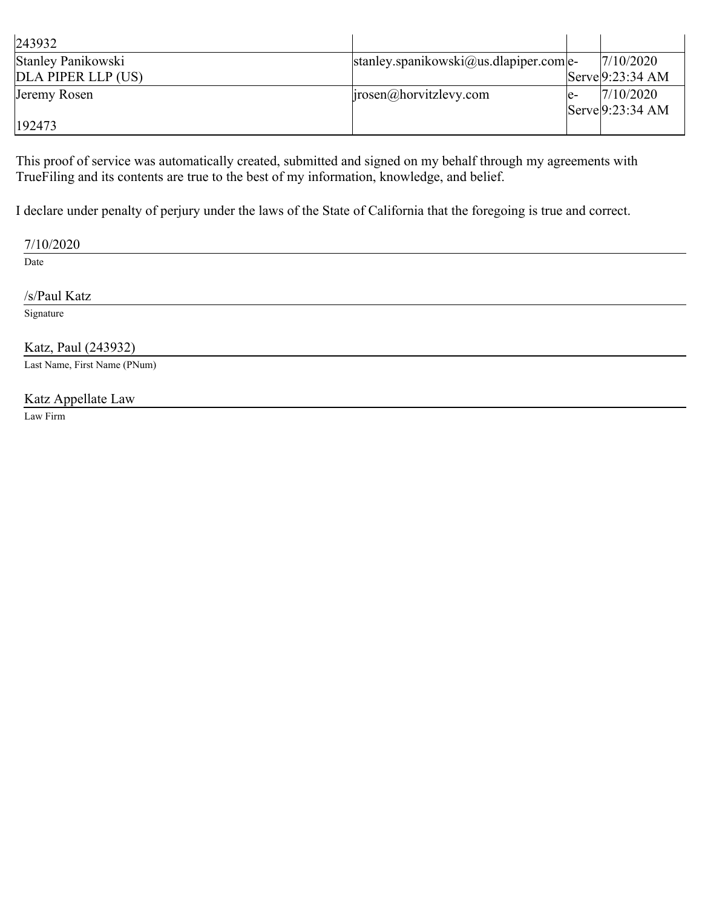| | | | |
|---|---|---|---|
| 243932 | | | |
| Stanley Panikowski<br>DLA PIPER LLP (US) | stanley.spanikowski@us.dlapiper.com | e-Serve | 7/10/2020 9:23:34 AM |
| Jeremy Rosen<br><br>192473 | jrosen@horvitzlevy.com | e-Serve | 7/10/2020 9:23:34 AM |

This proof of service was automatically created, submitted and signed on my behalf through my agreements with TrueFiling and its contents are true to the best of my information, knowledge, and belief.

I declare under penalty of perjury under the laws of the State of California that the foregoing is true and correct.

7/10/2020
Date

/s/Paul Katz
Signature

Katz, Paul (243932)
Last Name, First Name (PNum)

Katz Appellate Law
Law Firm